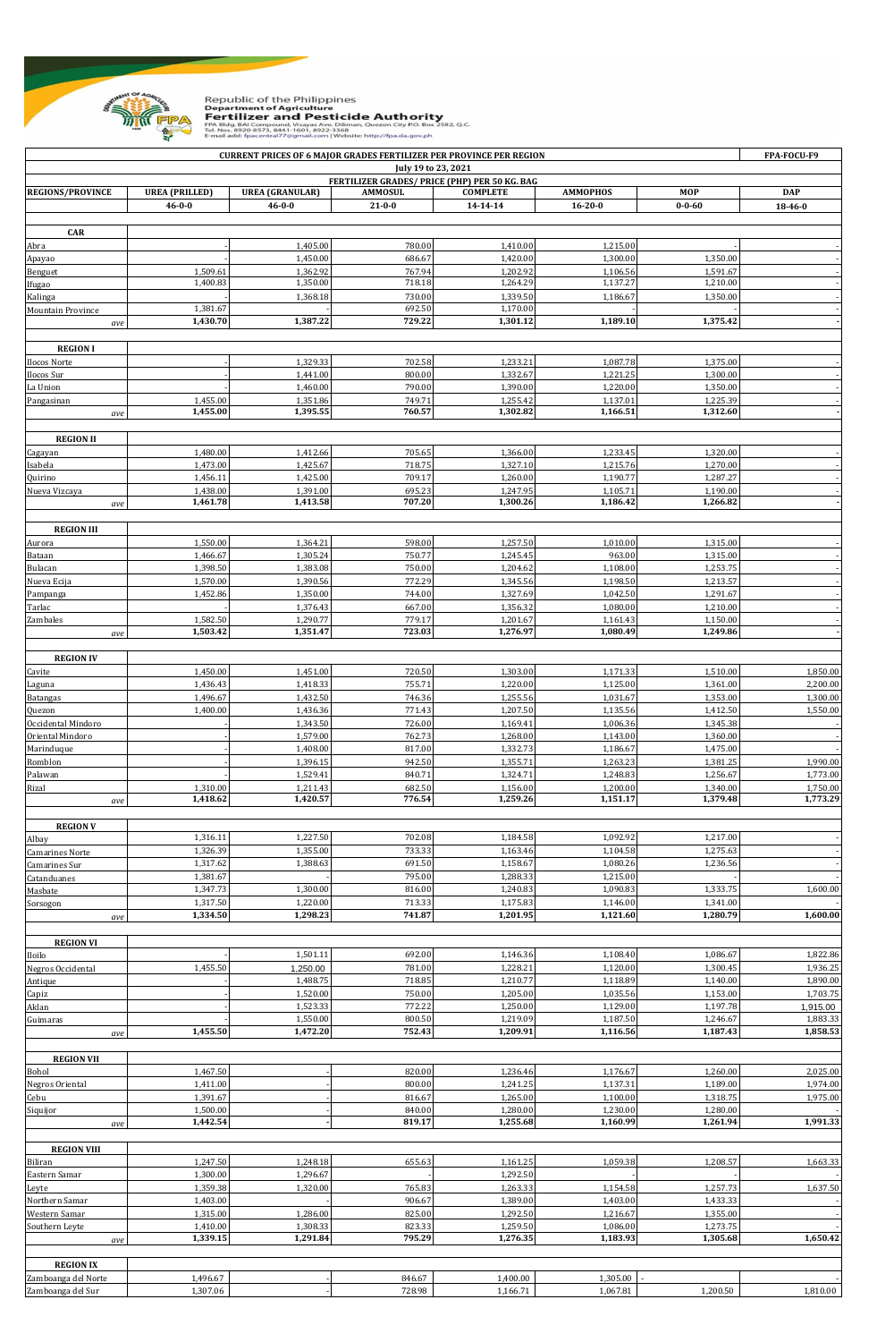Republic of the Philippines
Department of Agriculture
**Fertilizer and Pesticide Authority**
FPA Bldg. BAI Compound, Visayas Ave. Diliman, Quezon City P.O. Box 2582, Q.C.
Tel. Nos. 8920-8573, 8441-1601, 8922-3368
E-mail add: fpacentral77@gmail.com | Website: http://fpa.da.gov.ph

**CURRENT PRICES OF 6 MAJOR GRADES FERTILIZER PER PROVINCE PER REGION** — FPA-FOCU-F9

July 19 to 23, 2021

FERTILIZER GRADES/ PRICE (PHP) PER 50 KG. BAG

| REGIONS/PROVINCE | UREA (PRILLED) | UREA (GRANULAR) | AMMOSUL | COMPLETE | AMMOPHOS | MOP | DAP |
|---|---|---|---|---|---|---|---|
| | 46-0-0 | 46-0-0 | 21-0-0 | 14-14-14 | 16-20-0 | 0-0-60 | 18-46-0 |
| **CAR** | | | | | | | |
| Abra | - | 1,405.00 | 780.00 | 1,410.00 | 1,215.00 | - | - |
| Apayao | - | 1,450.00 | 686.67 | 1,420.00 | 1,300.00 | 1,350.00 | - |
| Benguet | 1,509.61 | 1,362.92 | 767.94 | 1,202.92 | 1,106.56 | 1,591.67 | - |
| Ifugao | 1,400.83 | 1,350.00 | 718.18 | 1,264.29 | 1,137.27 | 1,210.00 | - |
| Kalinga | - | 1,368.18 | 730.00 | 1,339.50 | 1,186.67 | 1,350.00 | - |
| Mountain Province | 1,381.67 | - | 692.50 | 1,170.00 | - | - | - |
| *ave* | **1,430.70** | **1,387.22** | **729.22** | **1,301.12** | **1,189.10** | **1,375.42** | - |
| **REGION I** | | | | | | | |
| Ilocos Norte | - | 1,329.33 | 702.58 | 1,233.21 | 1,087.78 | 1,375.00 | - |
| Ilocos Sur | - | 1,441.00 | 800.00 | 1,332.67 | 1,221.25 | 1,300.00 | - |
| La Union | - | 1,460.00 | 790.00 | 1,390.00 | 1,220.00 | 1,350.00 | - |
| Pangasinan | 1,455.00 | 1,351.86 | 749.71 | 1,255.42 | 1,137.01 | 1,225.39 | - |
| *ave* | **1,455.00** | **1,395.55** | **760.57** | **1,302.82** | **1,166.51** | **1,312.60** | - |
| **REGION II** | | | | | | | |
| Cagayan | 1,480.00 | 1,412.66 | 705.65 | 1,366.00 | 1,233.45 | 1,320.00 | - |
| Isabela | 1,473.00 | 1,425.67 | 718.75 | 1,327.10 | 1,215.76 | 1,270.00 | - |
| Quirino | 1,456.11 | 1,425.00 | 709.17 | 1,260.00 | 1,190.77 | 1,287.27 | - |
| Nueva Vizcaya | 1,438.00 | 1,391.00 | 695.23 | 1,247.95 | 1,105.71 | 1,190.00 | - |
| *ave* | **1,461.78** | **1,413.58** | **707.20** | **1,300.26** | **1,186.42** | **1,266.82** | - |
| **REGION III** | | | | | | | |
| Aurora | 1,550.00 | 1,364.21 | 598.00 | 1,257.50 | 1,010.00 | 1,315.00 | - |
| Bataan | 1,466.67 | 1,305.24 | 750.77 | 1,245.45 | 963.00 | 1,315.00 | - |
| Bulacan | 1,398.50 | 1,383.08 | 750.00 | 1,204.62 | 1,108.00 | 1,253.75 | - |
| Nueva Ecija | 1,570.00 | 1,390.56 | 772.29 | 1,345.56 | 1,198.50 | 1,213.57 | - |
| Pampanga | 1,452.86 | 1,350.00 | 744.00 | 1,327.69 | 1,042.50 | 1,291.67 | - |
| Tarlac | - | 1,376.43 | 667.00 | 1,356.32 | 1,080.00 | 1,210.00 | - |
| Zambales | 1,582.50 | 1,290.77 | 779.17 | 1,201.67 | 1,161.43 | 1,150.00 | - |
| *ave* | **1,503.42** | **1,351.47** | **723.03** | **1,276.97** | **1,080.49** | **1,249.86** | - |
| **REGION IV** | | | | | | | |
| Cavite | 1,450.00 | 1,451.00 | 720.50 | 1,303.00 | 1,171.33 | 1,510.00 | 1,850.00 |
| Laguna | 1,436.43 | 1,418.33 | 755.71 | 1,220.00 | 1,125.00 | 1,361.00 | 2,200.00 |
| Batangas | 1,496.67 | 1,432.50 | 746.36 | 1,255.56 | 1,031.67 | 1,353.00 | 1,300.00 |
| Quezon | 1,400.00 | 1,436.36 | 771.43 | 1,207.50 | 1,135.56 | 1,412.50 | 1,550.00 |
| Occidental Mindoro | - | 1,343.50 | 726.00 | 1,169.41 | 1,006.36 | 1,345.38 | - |
| Oriental Mindoro | - | 1,579.00 | 762.73 | 1,268.00 | 1,143.00 | 1,360.00 | - |
| Marinduque | - | 1,408.00 | 817.00 | 1,332.73 | 1,186.67 | 1,475.00 | - |
| Romblon | - | 1,396.15 | 942.50 | 1,355.71 | 1,263.23 | 1,381.25 | 1,990.00 |
| Palawan | - | 1,529.41 | 840.71 | 1,324.71 | 1,248.83 | 1,256.67 | 1,773.00 |
| Rizal | 1,310.00 | 1,211.43 | 682.50 | 1,156.00 | 1,200.00 | 1,340.00 | 1,750.00 |
| *ave* | **1,418.62** | **1,420.57** | **776.54** | **1,259.26** | **1,151.17** | **1,379.48** | **1,773.29** |
| **REGION V** | | | | | | | |
| Albay | 1,316.11 | 1,227.50 | 702.08 | 1,184.58 | 1,092.92 | 1,217.00 | - |
| Camarines Norte | 1,326.39 | 1,355.00 | 733.33 | 1,163.46 | 1,104.58 | 1,275.63 | - |
| Camarines Sur | 1,317.62 | 1,388.63 | 691.50 | 1,158.67 | 1,080.26 | 1,236.56 | - |
| Catanduanes | 1,381.67 | - | 795.00 | 1,288.33 | 1,215.00 | - | - |
| Masbate | 1,347.73 | 1,300.00 | 816.00 | 1,240.83 | 1,090.83 | 1,333.75 | 1,600.00 |
| Sorsogon | 1,317.50 | 1,220.00 | 713.33 | 1,175.83 | 1,146.00 | 1,341.00 | - |
| *ave* | **1,334.50** | **1,298.23** | **741.87** | **1,201.95** | **1,121.60** | **1,280.79** | **1,600.00** |
| **REGION VI** | | | | | | | |
| Iloilo | - | 1,501.11 | 692.00 | 1,146.36 | 1,108.40 | 1,086.67 | 1,822.86 |
| Negros Occidental | 1,455.50 | 1,250.00 | 781.00 | 1,228.21 | 1,120.00 | 1,300.45 | 1,936.25 |
| Antique | - | 1,488.75 | 718.85 | 1,210.77 | 1,118.89 | 1,140.00 | 1,890.00 |
| Capiz | - | 1,520.00 | 750.00 | 1,205.00 | 1,035.56 | 1,153.00 | 1,703.75 |
| Aklan | - | 1,523.33 | 772.22 | 1,250.00 | 1,129.00 | 1,197.78 | 1,915.00 |
| Guimaras | - | 1,550.00 | 800.50 | 1,219.09 | 1,187.50 | 1,246.67 | 1,883.33 |
| *ave* | **1,455.50** | **1,472.20** | **752.43** | **1,209.91** | **1,116.56** | **1,187.43** | **1,858.53** |
| **REGION VII** | | | | | | | |
| Bohol | 1,467.50 | - | 820.00 | 1,236.46 | 1,176.67 | 1,260.00 | 2,025.00 |
| Negros Oriental | 1,411.00 | - | 800.00 | 1,241.25 | 1,137.31 | 1,189.00 | 1,974.00 |
| Cebu | 1,391.67 | - | 816.67 | 1,265.00 | 1,100.00 | 1,318.75 | 1,975.00 |
| Siquijor | 1,500.00 | - | 840.00 | 1,280.00 | 1,230.00 | 1,280.00 | - |
| *ave* | **1,442.54** | - | **819.17** | **1,255.68** | **1,160.99** | **1,261.94** | **1,991.33** |
| **REGION VIII** | | | | | | | |
| Biliran | 1,247.50 | 1,248.18 | 655.63 | 1,161.25 | 1,059.38 | 1,208.57 | 1,663.33 |
| Eastern Samar | 1,300.00 | 1,296.67 | - | 1,292.50 | - | - | - |
| Leyte | 1,359.38 | 1,320.00 | 765.83 | 1,263.33 | 1,154.58 | 1,257.73 | 1,637.50 |
| Northern Samar | 1,403.00 | - | 906.67 | 1,389.00 | 1,403.00 | 1,433.33 | - |
| Western Samar | 1,315.00 | 1,286.00 | 825.00 | 1,292.50 | 1,216.67 | 1,355.00 | - |
| Southern Leyte | 1,410.00 | 1,308.33 | 823.33 | 1,259.50 | 1,086.00 | 1,273.75 | - |
| *ave* | **1,339.15** | **1,291.84** | **795.29** | **1,276.35** | **1,183.93** | **1,305.68** | **1,650.42** |
| **REGION IX** | | | | | | | |
| Zamboanga del Norte | 1,496.67 | - | 846.67 | 1,400.00 | 1,305.00 | - | - |
| Zamboanga del Sur | 1,307.06 | - | 728.98 | 1,166.71 | 1,067.81 | 1,200.50 | 1,810.00 |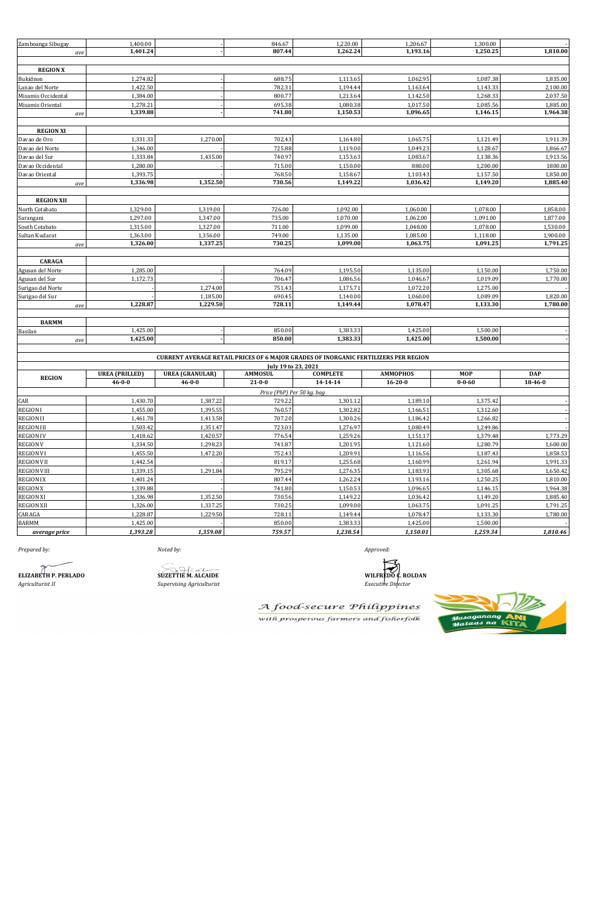| | | | | | | | |
|---|---|---|---|---|---|---|---|
| Zamboanga Sibugay | 1,400.00 | - | 846.67 | 1,220.00 | 1,206.67 | 1,300.00 | - |
| *ave* | **1,401.24** | **-** | **807.44** | **1,262.24** | **1,193.16** | **1,250.25** | **1,810.00** |
| **REGION X** | | | | | | | |
| Bukidnon | 1,274.82 | - | 688.75 | 1,113.65 | 1,062.95 | 1,087.38 | 1,835.00 |
| Lanao del Norte | 1,422.50 | - | 782.31 | 1,194.44 | 1,163.64 | 1,143.33 | 2,100.00 |
| Misamis Occidental | 1,384.00 | - | 800.77 | 1,213.64 | 1,142.50 | 1,268.33 | 2,037.50 |
| Misamis Oriental | 1,278.21 | - | 695.38 | 1,080.38 | 1,017.50 | 1,085.56 | 1,885.00 |
| *ave* | **1,339.88** | **-** | **741.80** | **1,150.53** | **1,096.65** | **1,146.15** | **1,964.38** |
| **REGION XI** | | | | | | | |
| Davao de Oro | 1,331.33 | 1,270.00 | 702.43 | 1,164.80 | 1,065.75 | 1,121.49 | 1,911.39 |
| Davao del Norte | 1,346.00 | - | 725.88 | 1,119.00 | 1,049.23 | 1,128.67 | 1,866.67 |
| Davao del Sur | 1,333.84 | 1,435.00 | 740.97 | 1,153.63 | 1,083.67 | 1,138.36 | 1,913.56 |
| Davao Occidental | 1,280.00 | - | 715.00 | 1,150.00 | 880.00 | 1,200.00 | 1800.00 |
| Davao Oriental | 1,393.75 | - | 768.50 | 1,158.67 | 1,103.43 | 1,157.50 | 1,850.00 |
| *ave* | **1,336.98** | **1,352.50** | **730.56** | **1,149.22** | **1,036.42** | **1,149.20** | **1,885.40** |
| **REGION XII** | | | | | | | |
| North Cotabato | 1,329.00 | 1,319.00 | 726.00 | 1,092.00 | 1,060.00 | 1,078.00 | 1,858.00 |
| Sarangani | 1,297.00 | 1,347.00 | 735.00 | 1,070.00 | 1,062.00 | 1,091.00 | 1,877.00 |
| South Cotabato | 1,315.00 | 1,327.00 | 711.00 | 1,099.00 | 1,048.00 | 1,078.00 | 1,530.00 |
| Sultan Kudarat | 1,363.00 | 1,356.00 | 749.00 | 1,135.00 | 1,085.00 | 1,118.00 | 1,900.00 |
| *ave* | **1,326.00** | **1,337.25** | **730.25** | **1,099.00** | **1,063.75** | **1,091.25** | **1,791.25** |
| **CARAGA** | | | | | | | |
| Agusan del Norte | 1,285.00 | - | 764.09 | 1,195.50 | 1,135.00 | 1,150.00 | 1,750.00 |
| Agusan del Sur | 1,172.73 | - | 706.47 | 1,086.56 | 1,046.67 | 1,019.09 | 1,770.00 |
| Surigao del Norte | - | 1,274.00 | 751.43 | 1,175.71 | 1,072.20 | 1,275.00 | - |
| Surigao del Sur | - | 1,185.00 | 690.45 | 1,140.00 | 1,060.00 | 1,089.09 | 1,820.00 |
| *ave* | **1,228.87** | **1,229.50** | **728.11** | **1,149.44** | **1,078.47** | **1,133.30** | **1,780.00** |
| **BARMM** | | | | | | | |
| Basilan | 1,425.00 | - | 850.00 | 1,383.33 | 1,425.00 | 1,500.00 | - |
| *ave* | **1,425.00** | **-** | **850.00** | **1,383.33** | **1,425.00** | **1,500.00** | **-** |

**CURRENT AVERAGE RETAIL PRICES OF 6 MAJOR GRADES OF INORGANIC FERTILIZERS PER REGION**

**July 19 to 23, 2021**

| REGION | UREA (PRILLED) | UREA (GRANULAR) | AMMOSUL | COMPLETE | AMMOPHOS | MOP | DAP |
|---|---|---|---|---|---|---|---|
| | 46-0-0 | 46-0-0 | 21-0-0 | 14-14-14 | 16-20-0 | 0-0-60 | 18-46-0 |
| | | | *Price (PhP) Per 50 kg. bag* | | | | |
| CAR | 1,430.70 | 1,387.22 | 729.22 | 1,301.12 | 1,189.10 | 1,375.42 | - |
| REGION I | 1,455.00 | 1,395.55 | 760.57 | 1,302.82 | 1,166.51 | 1,312.60 | - |
| REGION II | 1,461.78 | 1,413.58 | 707.20 | 1,300.26 | 1,186.42 | 1,266.82 | - |
| REGION III | 1,503.42 | 1,351.47 | 723.03 | 1,276.97 | 1,080.49 | 1,249.86 | - |
| REGION IV | 1,418.62 | 1,420.57 | 776.54 | 1,259.26 | 1,151.17 | 1,379.48 | 1,773.29 |
| REGION V | 1,334.50 | 1,298.23 | 741.87 | 1,201.95 | 1,121.60 | 1,280.79 | 1,600.00 |
| REGION VI | 1,455.50 | 1,472.20 | 752.43 | 1,209.91 | 1,116.56 | 1,187.43 | 1,858.53 |
| REGION VII | 1,442.54 | - | 819.17 | 1,255.68 | 1,160.99 | 1,261.94 | 1,991.33 |
| REGION VIII | 1,339.15 | 1,291.84 | 795.29 | 1,276.35 | 1,183.93 | 1,305.68 | 1,650.42 |
| REGION IX | 1,401.24 | - | 807.44 | 1,262.24 | 1,193.16 | 1,250.25 | 1,810.00 |
| REGION X | 1,339.88 | - | 741.80 | 1,150.53 | 1,096.65 | 1,146.15 | 1,964.38 |
| REGION XI | 1,336.98 | 1,352.50 | 730.56 | 1,149.22 | 1,036.42 | 1,149.20 | 1,885.40 |
| REGION XII | 1,326.00 | 1,337.25 | 730.25 | 1,099.00 | 1,063.75 | 1,091.25 | 1,791.25 |
| CARAGA | 1,228.87 | 1,229.50 | 728.11 | 1,149.44 | 1,078.47 | 1,133.30 | 1,780.00 |
| BARMM | 1,425.00 | - | 850.00 | 1,383.33 | 1,425.00 | 1,500.00 | - |
| ***average price*** | ***1,393.28*** | ***1,359.08*** | ***759.57*** | ***1,238.54*** | ***1,150.01*** | ***1,259.34*** | ***1,810.46*** |

*Prepared by:*

**ELIZABETH P. PERLADO**
*Agriculturist II*

*Noted by:*

**SUZETTIE M. ALCAIDE**
*Supervising Agriculturist*

*Approved:*

**WILFREDO C. ROLDAN**
*Executive Director*

*A food-secure Philippines*
*with prosperous farmers and fisherfolk*

Masaganang ANI Mataas na KITA